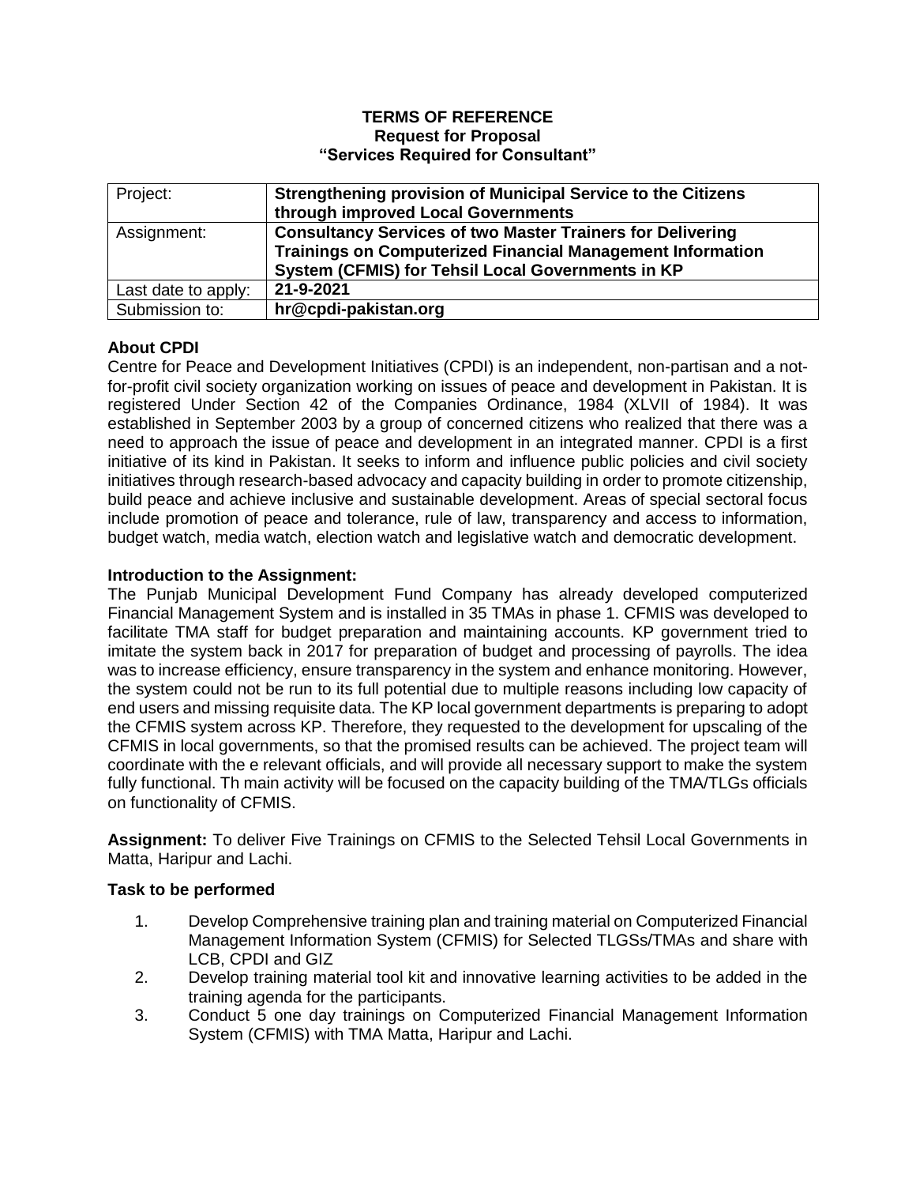**TERMS OF REFERENCE**
**Request for Proposal**
**"Services Required for Consultant"**

| Project: | **Strengthening provision of Municipal Service to the Citizens through improved Local Governments** |
|---|---|
| Assignment: | **Consultancy Services of two Master Trainers for Delivering Trainings on Computerized Financial Management Information System (CFMIS) for Tehsil Local Governments in KP** |
| Last date to apply: | **21-9-2021** |
| Submission to: | **hr@cpdi-pakistan.org** |

**About CPDI**

Centre for Peace and Development Initiatives (CPDI) is an independent, non-partisan and a not-for-profit civil society organization working on issues of peace and development in Pakistan. It is registered Under Section 42 of the Companies Ordinance, 1984 (XLVII of 1984). It was established in September 2003 by a group of concerned citizens who realized that there was a need to approach the issue of peace and development in an integrated manner. CPDI is a first initiative of its kind in Pakistan. It seeks to inform and influence public policies and civil society initiatives through research-based advocacy and capacity building in order to promote citizenship, build peace and achieve inclusive and sustainable development. Areas of special sectoral focus include promotion of peace and tolerance, rule of law, transparency and access to information, budget watch, media watch, election watch and legislative watch and democratic development.

**Introduction to the Assignment:**

The Punjab Municipal Development Fund Company has already developed computerized Financial Management System and is installed in 35 TMAs in phase 1. CFMIS was developed to facilitate TMA staff for budget preparation and maintaining accounts. KP government tried to imitate the system back in 2017 for preparation of budget and processing of payrolls. The idea was to increase efficiency, ensure transparency in the system and enhance monitoring. However, the system could not be run to its full potential due to multiple reasons including low capacity of end users and missing requisite data. The KP local government departments is preparing to adopt the CFMIS system across KP. Therefore, they requested to the development for upscaling of the CFMIS in local governments, so that the promised results can be achieved. The project team will coordinate with the e relevant officials, and will provide all necessary support to make the system fully functional. Th main activity will be focused on the capacity building of the TMA/TLGs officials on functionality of CFMIS.

**Assignment:** To deliver Five Trainings on CFMIS to the Selected Tehsil Local Governments in Matta, Haripur and Lachi.

**Task to be performed**

1. Develop Comprehensive training plan and training material on Computerized Financial Management Information System (CFMIS) for Selected TLGSs/TMAs and share with LCB, CPDI and GIZ
2. Develop training material tool kit and innovative learning activities to be added in the training agenda for the participants.
3. Conduct 5 one day trainings on Computerized Financial Management Information System (CFMIS) with TMA Matta, Haripur and Lachi.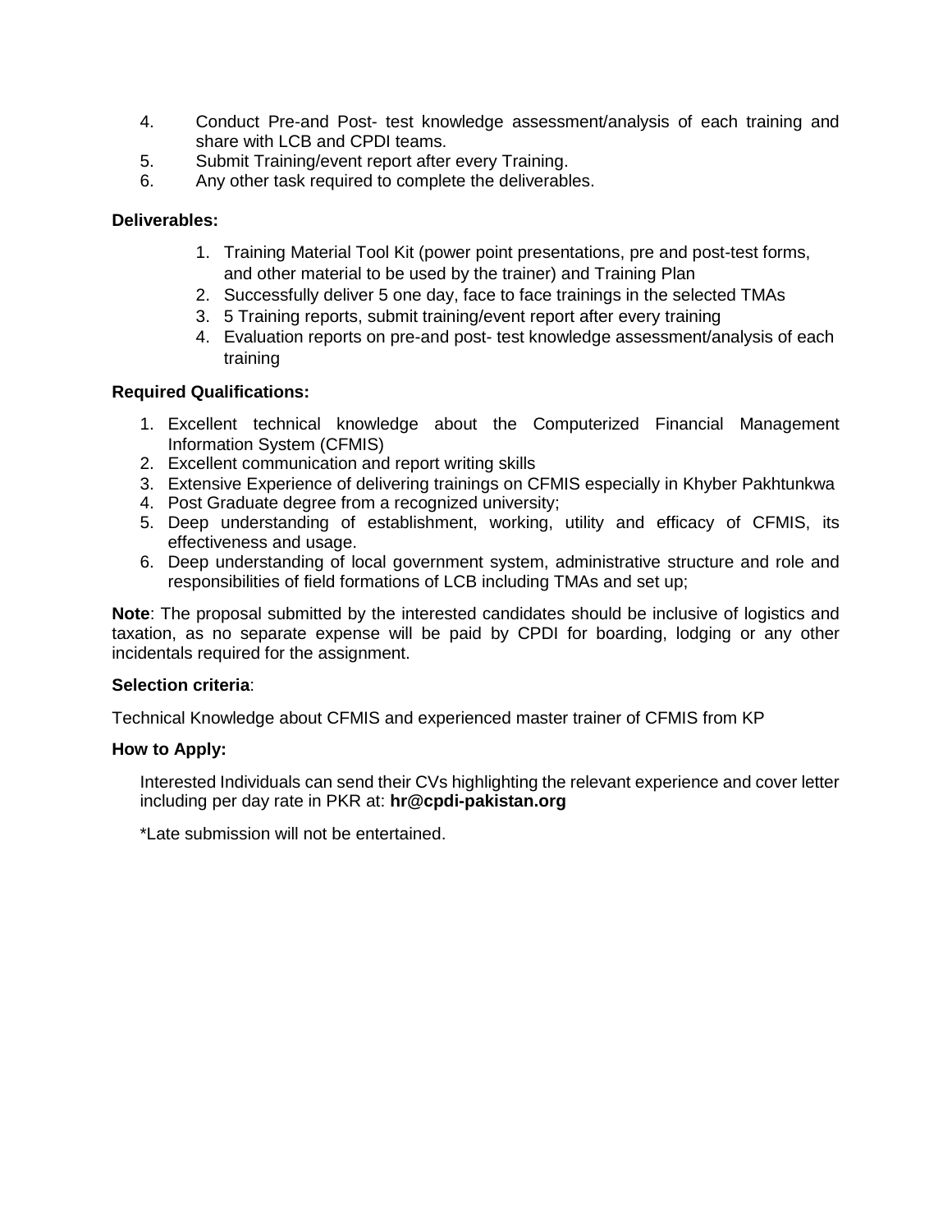4. Conduct Pre-and Post- test knowledge assessment/analysis of each training and share with LCB and CPDI teams.
5. Submit Training/event report after every Training.
6. Any other task required to complete the deliverables.

**Deliverables:**

1. Training Material Tool Kit (power point presentations, pre and post-test forms, and other material to be used by the trainer) and Training Plan
2. Successfully deliver 5 one day, face to face trainings in the selected TMAs
3. 5 Training reports, submit training/event report after every training
4. Evaluation reports on pre-and post- test knowledge assessment/analysis of each training

**Required Qualifications:**

1. Excellent technical knowledge about the Computerized Financial Management Information System (CFMIS)
2. Excellent communication and report writing skills
3. Extensive Experience of delivering trainings on CFMIS especially in Khyber Pakhtunkwa
4. Post Graduate degree from a recognized university;
5. Deep understanding of establishment, working, utility and efficacy of CFMIS, its effectiveness and usage.
6. Deep understanding of local government system, administrative structure and role and responsibilities of field formations of LCB including TMAs and set up;

**Note**: The proposal submitted by the interested candidates should be inclusive of logistics and taxation, as no separate expense will be paid by CPDI for boarding, lodging or any other incidentals required for the assignment.

**Selection criteria**:

Technical Knowledge about CFMIS and experienced master trainer of CFMIS from KP

**How to Apply:**

Interested Individuals can send their CVs highlighting the relevant experience and cover letter including per day rate in PKR at: **hr@cpdi-pakistan.org**

*Late submission will not be entertained.